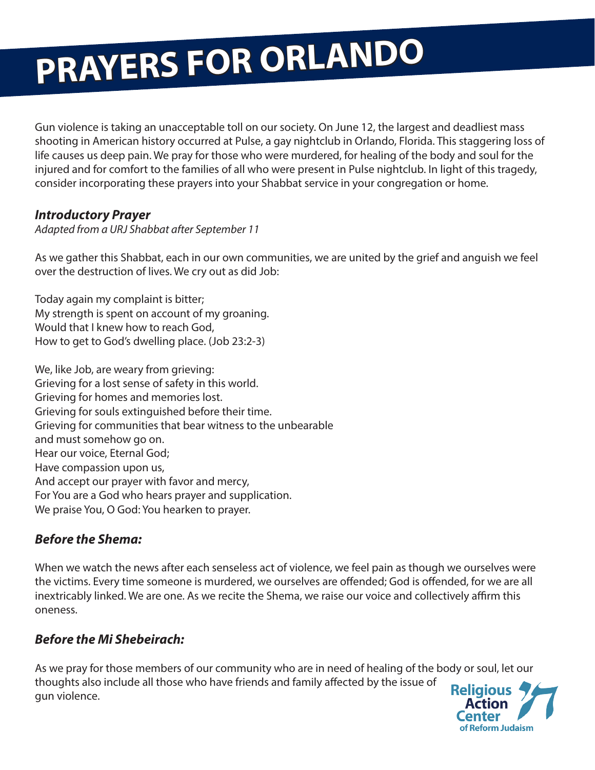# PRAYERS FOR ORLANDO

Gun violence is taking an unacceptable toll on our society. On June 12, the largest and deadliest mass shooting in American history occurred at Pulse, a gay nightclub in Orlando, Florida. This staggering loss of life causes us deep pain. We pray for those who were murdered, for healing of the body and soul for the injured and for comfort to the families of all who were present in Pulse nightclub. In light of this tragedy, consider incorporating these prayers into your Shabbat service in your congregation or home.

### *Introductory Prayer*

*Adapted from a URJ Shabbat after September 11*

As we gather this Shabbat, each in our own communities, we are united by the grief and anguish we feel over the destruction of lives. We cry out as did Job:

Today again my complaint is bitter;
My strength is spent on account of my groaning.
Would that I knew how to reach God,
How to get to God's dwelling place. (Job 23:2-3)

We, like Job, are weary from grieving:
Grieving for a lost sense of safety in this world.
Grieving for homes and memories lost.
Grieving for souls extinguished before their time.
Grieving for communities that bear witness to the unbearable
and must somehow go on.
Hear our voice, Eternal God;
Have compassion upon us,
And accept our prayer with favor and mercy,
For You are a God who hears prayer and supplication.
We praise You, O God: You hearken to prayer.

### *Before the Shema:*

When we watch the news after each senseless act of violence, we feel pain as though we ourselves were the victims. Every time someone is murdered, we ourselves are offended; God is offended, for we are all inextricably linked. We are one. As we recite the Shema, we raise our voice and collectively affirm this oneness.

### *Before the Mi Shebeirach:*

As we pray for those members of our community who are in need of healing of the body or soul, let our thoughts also include all those who have friends and family affected by the issue of gun violence.

Religious Action Center of Reform Judaism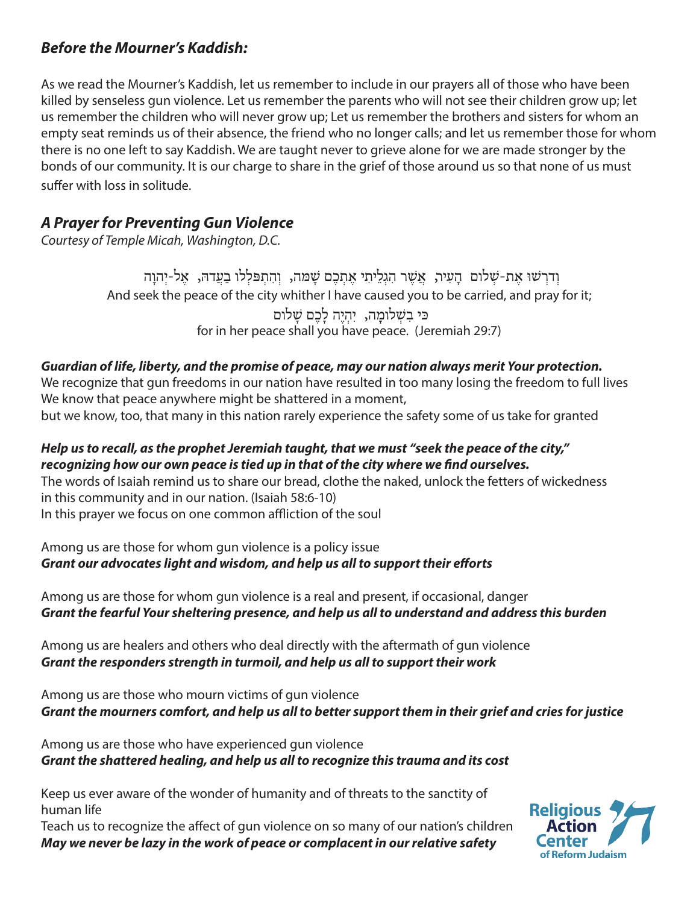### *Before the Mourner's Kaddish:*

As we read the Mourner's Kaddish, let us remember to include in our prayers all of those who have been killed by senseless gun violence. Let us remember the parents who will not see their children grow up; let us remember the children who will never grow up; Let us remember the brothers and sisters for whom an empty seat reminds us of their absence, the friend who no longer calls; and let us remember those for whom there is no one left to say Kaddish. We are taught never to grieve alone for we are made stronger by the bonds of our community. It is our charge to share in the grief of those around us so that none of us must suffer with loss in solitude.

### *A Prayer for Preventing Gun Violence*

*Courtesy of Temple Micah, Washington, D.C.*

וְדִרְשׁוּ אֶת-שְׁלוֹם הָעִיר, אֲשֶׁר הִגְלֵיתִי אֶתְכֶם שָׁמָּה, וְהִתְפַּלְלוּ בַעֲדָהּ, אֶל-יְהוָה

And seek the peace of the city whither I have caused you to be carried, and pray for it;

כִּי בִשְׁלוֹמָהּ, יִהְיֶה לָכֶם שָׁלוֹם

for in her peace shall you have peace. (Jeremiah 29:7)

***Guardian of life, liberty, and the promise of peace, may our nation always merit Your protection.***
We recognize that gun freedoms in our nation have resulted in too many losing the freedom to full lives
We know that peace anywhere might be shattered in a moment,
but we know, too, that many in this nation rarely experience the safety some of us take for granted

***Help us to recall, as the prophet Jeremiah taught, that we must "seek the peace of the city," recognizing how our own peace is tied up in that of the city where we find ourselves.***
The words of Isaiah remind us to share our bread, clothe the naked, unlock the fetters of wickedness in this community and in our nation. (Isaiah 58:6-10)
In this prayer we focus on one common affliction of the soul

Among us are those for whom gun violence is a policy issue
***Grant our advocates light and wisdom, and help us all to support their efforts***

Among us are those for whom gun violence is a real and present, if occasional, danger
***Grant the fearful Your sheltering presence, and help us all to understand and address this burden***

Among us are healers and others who deal directly with the aftermath of gun violence
***Grant the responders strength in turmoil, and help us all to support their work***

Among us are those who mourn victims of gun violence
***Grant the mourners comfort, and help us all to better support them in their grief and cries for justice***

Among us are those who have experienced gun violence
***Grant the shattered healing, and help us all to recognize this trauma and its cost***

Keep us ever aware of the wonder of humanity and of threats to the sanctity of human life
Teach us to recognize the affect of gun violence on so many of our nation's children
***May we never be lazy in the work of peace or complacent in our relative safety***

Religious Action Center of Reform Judaism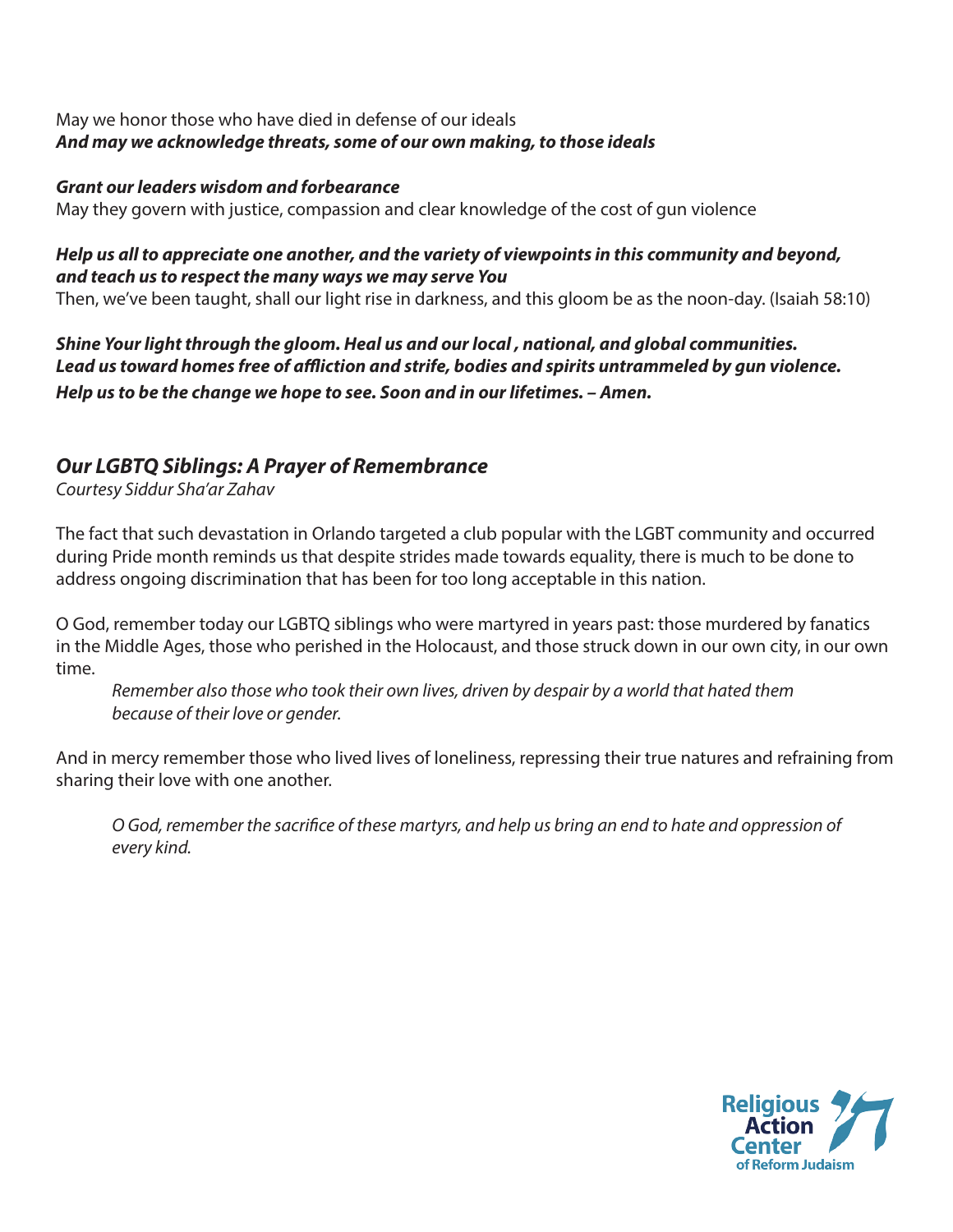May we honor those who have died in defense of our ideals
***And may we acknowledge threats, some of our own making, to those ideals***

***Grant our leaders wisdom and forbearance***
May they govern with justice, compassion and clear knowledge of the cost of gun violence

***Help us all to appreciate one another, and the variety of viewpoints in this community and beyond, and teach us to respect the many ways we may serve You***
Then, we've been taught, shall our light rise in darkness, and this gloom be as the noon-day. (Isaiah 58:10)

***Shine Your light through the gloom. Heal us and our local , national, and global communities. Lead us toward homes free of affliction and strife, bodies and spirits untrammeled by gun violence. Help us to be the change we hope to see. Soon and in our lifetimes. – Amen.***

## *Our LGBTQ Siblings: A Prayer of Remembrance*

*Courtesy Siddur Sha'ar Zahav*

The fact that such devastation in Orlando targeted a club popular with the LGBT community and occurred during Pride month reminds us that despite strides made towards equality, there is much to be done to address ongoing discrimination that has been for too long acceptable in this nation.

O God, remember today our LGBTQ siblings who were martyred in years past: those murdered by fanatics in the Middle Ages, those who perished in the Holocaust, and those struck down in our own city, in our own time.

> *Remember also those who took their own lives, driven by despair by a world that hated them because of their love or gender.*

And in mercy remember those who lived lives of loneliness, repressing their true natures and refraining from sharing their love with one another.

> *O God, remember the sacrifice of these martyrs, and help us bring an end to hate and oppression of every kind.*

Religious Action Center of Reform Judaism